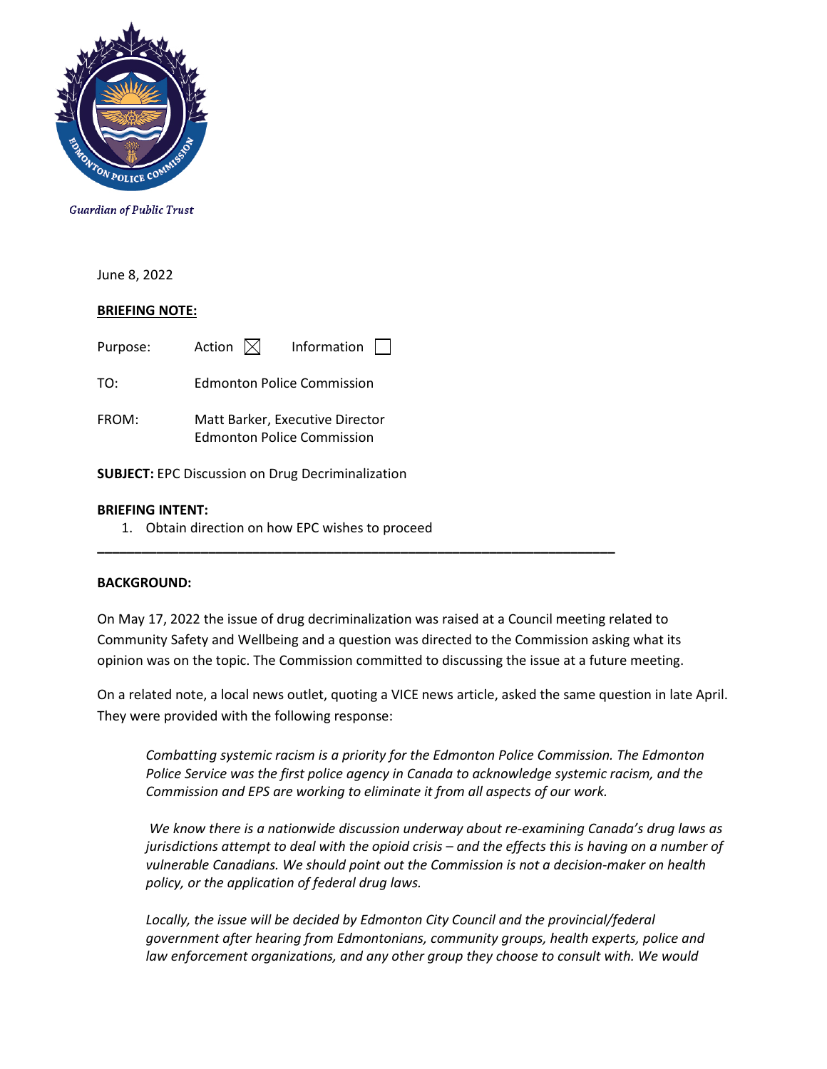Guardian of Public Trust

June 8, 2022

**BRIEFING NOTE:**

Purpose: Action ☒ Information ☐

TO: Edmonton Police Commission

FROM: Matt Barker, Executive Director
Edmonton Police Commission

**SUBJECT:** EPC Discussion on Drug Decriminalization

**BRIEFING INTENT:**

1. Obtain direction on how EPC wishes to proceed

---

**BACKGROUND:**

On May 17, 2022 the issue of drug decriminalization was raised at a Council meeting related to Community Safety and Wellbeing and a question was directed to the Commission asking what its opinion was on the topic. The Commission committed to discussing the issue at a future meeting.

On a related note, a local news outlet, quoting a VICE news article, asked the same question in late April. They were provided with the following response:

> *Combatting systemic racism is a priority for the Edmonton Police Commission. The Edmonton Police Service was the first police agency in Canada to acknowledge systemic racism, and the Commission and EPS are working to eliminate it from all aspects of our work.*
>
> *We know there is a nationwide discussion underway about re-examining Canada's drug laws as jurisdictions attempt to deal with the opioid crisis – and the effects this is having on a number of vulnerable Canadians. We should point out the Commission is not a decision-maker on health policy, or the application of federal drug laws.*
>
> *Locally, the issue will be decided by Edmonton City Council and the provincial/federal government after hearing from Edmontonians, community groups, health experts, police and law enforcement organizations, and any other group they choose to consult with. We would*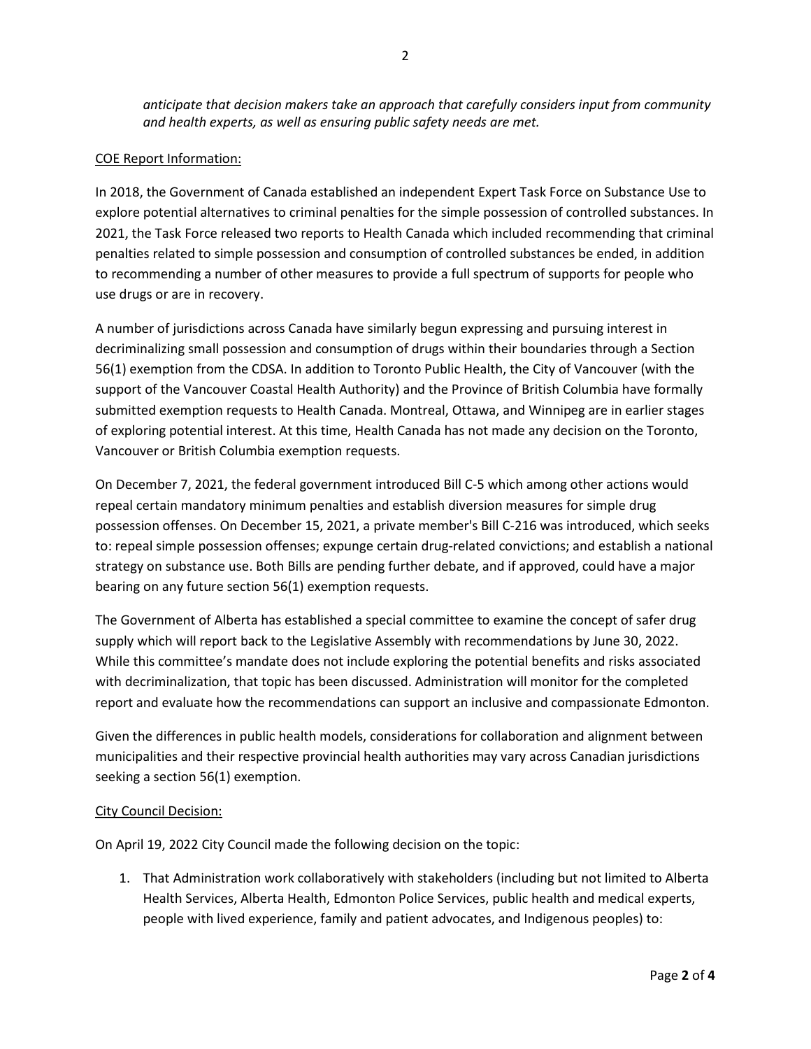*anticipate that decision makers take an approach that carefully considers input from community and health experts, as well as ensuring public safety needs are met.*

COE Report Information:

In 2018, the Government of Canada established an independent Expert Task Force on Substance Use to explore potential alternatives to criminal penalties for the simple possession of controlled substances. In 2021, the Task Force released two reports to Health Canada which included recommending that criminal penalties related to simple possession and consumption of controlled substances be ended, in addition to recommending a number of other measures to provide a full spectrum of supports for people who use drugs or are in recovery.

A number of jurisdictions across Canada have similarly begun expressing and pursuing interest in decriminalizing small possession and consumption of drugs within their boundaries through a Section 56(1) exemption from the CDSA. In addition to Toronto Public Health, the City of Vancouver (with the support of the Vancouver Coastal Health Authority) and the Province of British Columbia have formally submitted exemption requests to Health Canada. Montreal, Ottawa, and Winnipeg are in earlier stages of exploring potential interest. At this time, Health Canada has not made any decision on the Toronto, Vancouver or British Columbia exemption requests.

On December 7, 2021, the federal government introduced Bill C-5 which among other actions would repeal certain mandatory minimum penalties and establish diversion measures for simple drug possession offenses. On December 15, 2021, a private member's Bill C-216 was introduced, which seeks to: repeal simple possession offenses; expunge certain drug-related convictions; and establish a national strategy on substance use. Both Bills are pending further debate, and if approved, could have a major bearing on any future section 56(1) exemption requests.

The Government of Alberta has established a special committee to examine the concept of safer drug supply which will report back to the Legislative Assembly with recommendations by June 30, 2022. While this committee's mandate does not include exploring the potential benefits and risks associated with decriminalization, that topic has been discussed. Administration will monitor for the completed report and evaluate how the recommendations can support an inclusive and compassionate Edmonton.

Given the differences in public health models, considerations for collaboration and alignment between municipalities and their respective provincial health authorities may vary across Canadian jurisdictions seeking a section 56(1) exemption.

City Council Decision:

On April 19, 2022 City Council made the following decision on the topic:

1. That Administration work collaboratively with stakeholders (including but not limited to Alberta Health Services, Alberta Health, Edmonton Police Services, public health and medical experts, people with lived experience, family and patient advocates, and Indigenous peoples) to: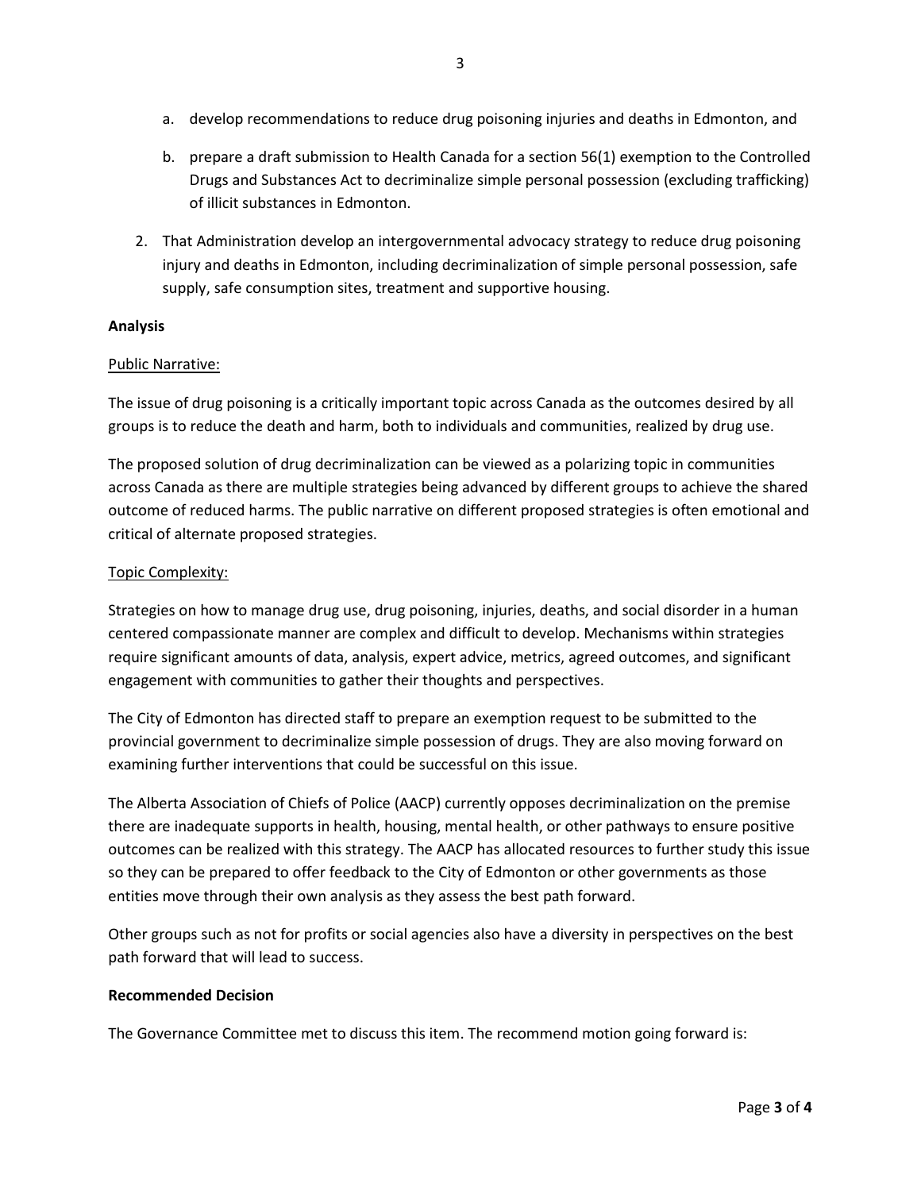a. develop recommendations to reduce drug poisoning injuries and deaths in Edmonton, and

   b. prepare a draft submission to Health Canada for a section 56(1) exemption to the Controlled Drugs and Substances Act to decriminalize simple personal possession (excluding trafficking) of illicit substances in Edmonton.

2. That Administration develop an intergovernmental advocacy strategy to reduce drug poisoning injury and deaths in Edmonton, including decriminalization of simple personal possession, safe supply, safe consumption sites, treatment and supportive housing.

**Analysis**

Public Narrative:

The issue of drug poisoning is a critically important topic across Canada as the outcomes desired by all groups is to reduce the death and harm, both to individuals and communities, realized by drug use.

The proposed solution of drug decriminalization can be viewed as a polarizing topic in communities across Canada as there are multiple strategies being advanced by different groups to achieve the shared outcome of reduced harms. The public narrative on different proposed strategies is often emotional and critical of alternate proposed strategies.

Topic Complexity:

Strategies on how to manage drug use, drug poisoning, injuries, deaths, and social disorder in a human centered compassionate manner are complex and difficult to develop. Mechanisms within strategies require significant amounts of data, analysis, expert advice, metrics, agreed outcomes, and significant engagement with communities to gather their thoughts and perspectives.

The City of Edmonton has directed staff to prepare an exemption request to be submitted to the provincial government to decriminalize simple possession of drugs. They are also moving forward on examining further interventions that could be successful on this issue.

The Alberta Association of Chiefs of Police (AACP) currently opposes decriminalization on the premise there are inadequate supports in health, housing, mental health, or other pathways to ensure positive outcomes can be realized with this strategy. The AACP has allocated resources to further study this issue so they can be prepared to offer feedback to the City of Edmonton or other governments as those entities move through their own analysis as they assess the best path forward.

Other groups such as not for profits or social agencies also have a diversity in perspectives on the best path forward that will lead to success.

**Recommended Decision**

The Governance Committee met to discuss this item. The recommend motion going forward is: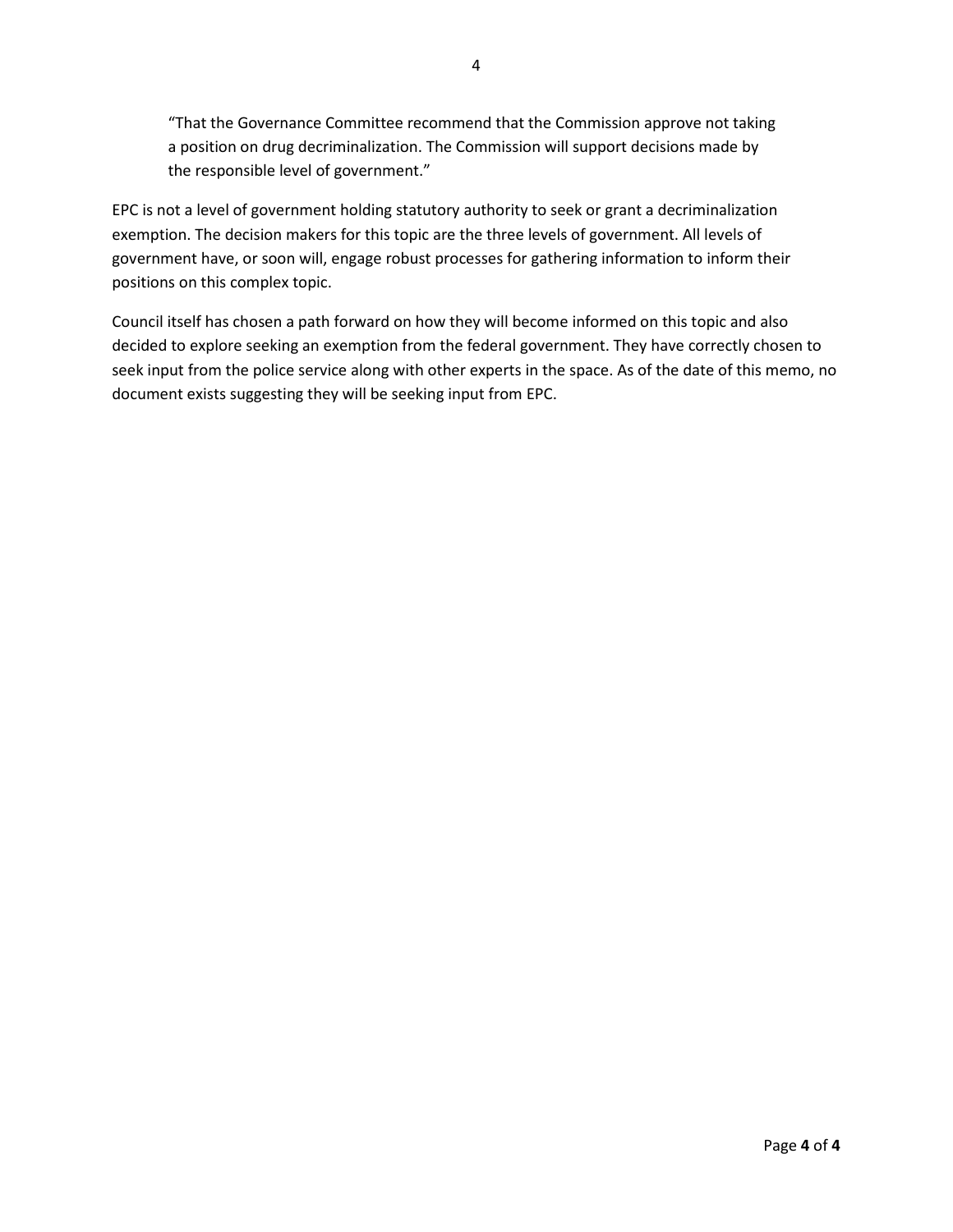> "That the Governance Committee recommend that the Commission approve not taking a position on drug decriminalization. The Commission will support decisions made by the responsible level of government."

EPC is not a level of government holding statutory authority to seek or grant a decriminalization exemption. The decision makers for this topic are the three levels of government. All levels of government have, or soon will, engage robust processes for gathering information to inform their positions on this complex topic.

Council itself has chosen a path forward on how they will become informed on this topic and also decided to explore seeking an exemption from the federal government. They have correctly chosen to seek input from the police service along with other experts in the space. As of the date of this memo, no document exists suggesting they will be seeking input from EPC.